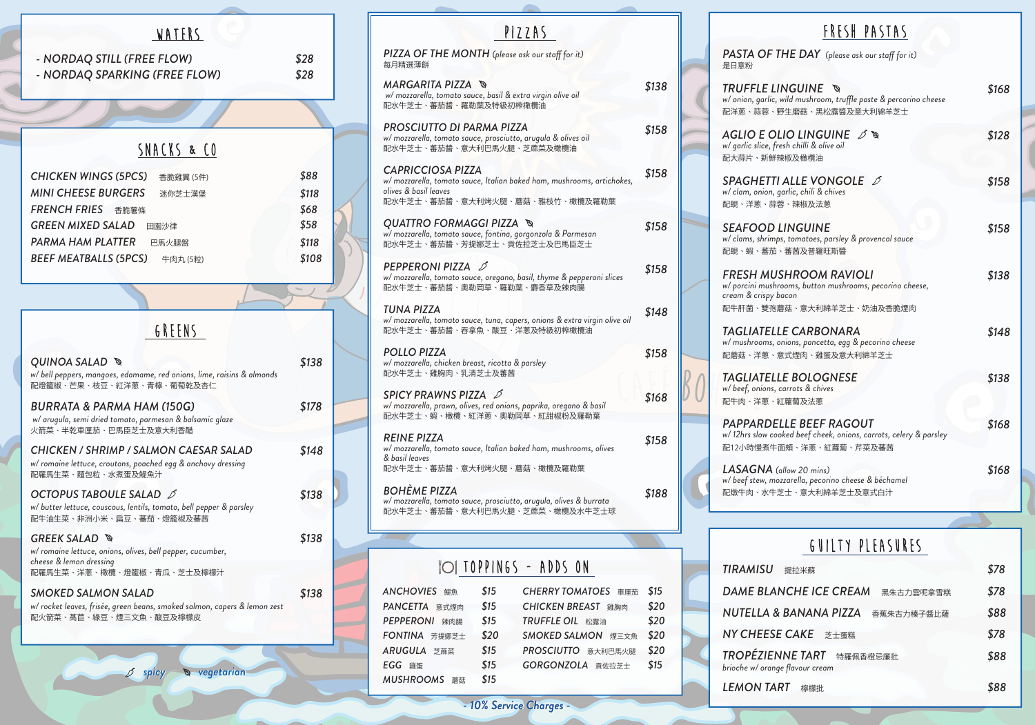## WATERS

- NORDAQ STILL (FREE FLOW) — $28
- NORDAQ SPARKING (FREE FLOW) — $28

## SNACKS & CO

| Item | Price |
|---|---|
| CHICKEN WINGS (5PCS) 香脆雞翼 (5件) | $88 |
| MINI CHEESE BURGERS 迷你芝士漢堡 | $118 |
| FRENCH FRIES 香脆薯條 | $68 |
| GREEN MIXED SALAD 田園沙律 | $58 |
| PARMA HAM PLATTER 巴馬火腿盤 | $118 |
| BEEF MEATBALLS (5PCS) 牛肉丸 (5粒) | $108 |

## GREENS

**QUINOA SALAD** (vegetarian) — $138
*w/ bell peppers, mangoes, edamame, red onions, lime, raisins & almonds*
配燈籠椒、芒果、枝豆、紅洋蔥、青檸、葡萄乾及杏仁

**BURRATA & PARMA HAM (150G)** — $178
*w/ arugula, semi dried tomato, parmesan & balsamic glaze*
火箭菜、半乾車厘茄、巴馬臣芝士及意大利香醋

**CHICKEN / SHRIMP / SALMON CAESAR SALAD** — $148
*w/ romaine lettuce, croutons, poached egg & anchovy dressing*
配羅馬生菜、麵包粒、水煮蛋及鯷魚汁

**OCTOPUS TABOULE SALAD** (spicy) — $138
*w/ butter lettuce, couscous, lentils, tomato, bell pepper & parsley*
配牛油生菜、非洲小米、扁豆、蕃茄、燈籠椒及蕃茜

**GREEK SALAD** (vegetarian) — $138
*w/ romaine lettuce, onions, olives, bell pepper, cucumber, cheese & lemon dressing*
配羅馬生菜、洋蔥、橄欖、燈籠椒、青瓜、芝士及檸檬汁

**SMOKED SALMON SALAD** — $138
*w/ rocket leaves, frisée, green beans, smoked salmon, capers & lemon zest*
配火箭菜、萵苣、綠豆、煙三文魚、酸豆及檸檬皮

spicy / vegetarian

## PIZZAS

**PIZZA OF THE MONTH** *(please ask our staff for it)*
每月精選薄餅

**MARGARITA PIZZA** (vegetarian) — $138
*w/ mozzarella, tomato sauce, basil & extra virgin olive oil*
配水牛芝士、蕃茄醬、羅勒葉及特級初榨橄欖油

**PROSCIUTTO DI PARMA PIZZA** — $158
*w/ mozzarella, tomato sauce, prosciutto, arugula & olives oil*
配水牛芝士、蕃茄醬、意大利巴馬火腿、芝蔴菜及橄欖油

**CAPRICCIOSA PIZZA** — $158
*w/ mozzarella, tomato sauce, Italian baked ham, mushrooms, artichokes, olives & basil leaves*
配水牛芝士、蕃茄醬、意大利烤火腿、蘑菇、雅枝竹、橄欖及羅勒葉

**QUATTRO FORMAGGI PIZZA** (vegetarian) — $158
*w/ mozzarella, tomato sauce, fontina, gorgonzola & Parmesan*
配水牛芝士、蕃茄醬、芳提娜芝士、貢佐拉芝士及巴馬臣芝士

**PEPPERONI PIZZA** (spicy) — $158
*w/ mozzarella, tomato sauce, oregano, basil, thyme & pepperoni slices*
配水牛芝士、蕃茄醬、奧勒岡草、羅勒葉、麝香草及辣肉腸

**TUNA PIZZA** — $148
*w/ mozzarella, tomato sauce, tuna, capers, onions & extra virgin olive oil*
配水牛芝士、蕃茄醬、吞拿魚、酸豆、洋蔥及特級初榨橄欖油

**POLLO PIZZA** — $158
*w/ mozzarella, chicken breast, ricotta & parsley*
配水牛芝士、雞胸肉、乳清芝士及蕃茜

**SPICY PRAWNS PIZZA** (spicy) — $168
*w/ mozzarella, prawn, olives, red onions, paprika, oregano & basil*
配水牛芝士、蝦、橄欖、紅洋蔥、奧勒岡草、紅甜椒粉及羅勒葉

**REINE PIZZA** — $158
*w/ mozzarella, tomato sauce, Italian baked ham, mushrooms, olives & basil leaves*
配水牛芝士、蕃茄醬、意大利烤火腿、蘑菇、橄欖及羅勒葉

**BOHÈME PIZZA** — $188
*w/ mozzarella, tomato sauce, prosciutto, arugula, olives & burrata*
配水牛芝士、蕃茄醬、意大利巴馬火腿、芝蔴菜、橄欖及水牛芝士球

## TOPPINGS - ADDS ON

| Topping | Price | Topping | Price |
|---|---|---|---|
| ANCHOVIES 鯷魚 | $15 | CHERRY TOMATOES 車厘茄 | $15 |
| PANCETTA 意式煙肉 | $15 | CHICKEN BREAST 雞胸肉 | $20 |
| PEPPERONI 辣肉腸 | $15 | TRUFFLE OIL 松露油 | $20 |
| FONTINA 芳提娜芝士 | $20 | SMOKED SALMON 煙三文魚 | $20 |
| ARUGULA 芝蔴菜 | $15 | PROSCIUTTO 意大利巴馬火腿 | $20 |
| EGG 雞蛋 | $15 | GORGONZOLA 貢佐拉芝士 | $15 |
| MUSHROOMS 蘑菇 | $15 | | |

- 10% Service Charges -

## FRESH PASTAS

**PASTA OF THE DAY** *(please ask our staff for it)*
是日意粉

**TRUFFLE LINGUINE** (vegetarian) — $168
*w/ onion, garlic, wild mushroom, truffle paste & percorino cheese*
配洋蔥、蒜蓉、野生磨菇、黑松露醬及意大利綿羊芝士

**AGLIO E OLIO LINGUINE** (spicy, vegetarian) — $128
*w/ garlic slice, fresh chilli & olive oil*
配大蒜片、新鮮辣椒及橄欖油

**SPAGHETTI ALLE VONGOLE** (spicy) — $158
*w/ clam, onion, garlic, chili & chives*
配蜆、洋蔥、蒜蓉、辣椒及法蔥

**SEAFOOD LINGUINE** — $158
*w/ clams, shrimps, tomatoes, parsley & provencal sauce*
配蜆、蝦、蕃茄、蕃茜及普羅旺斯醬

**FRESH MUSHROOM RAVIOLI** — $138
*w/ porcini mushrooms, button mushrooms, pecorino cheese, cream & crispy bacon*
配牛肝菌、雙孢蘑菇、意大利綿羊芝士、奶油及香脆煙肉

**TAGLIATELLE CARBONARA** — $148
*w/ mushrooms, onions, pancetta, egg & pecorino cheese*
配蘑菇、洋蔥、意式煙肉、雞蛋及意大利綿羊芝士

**TAGLIATELLE BOLOGNESE** — $138
*w/ beef, onions, carrots & chives*
配牛肉、洋蔥、紅蘿蔔及法蔥

**PAPPARDELLE BEEF RAGOUT** — $168
*w/ 12hrs slow cooked beef cheek, onions, carrots, celery & parsley*
配12小時慢煮牛面頰、洋蔥、紅蘿蔔、芹菜及蕃茜

**LASAGNA** *(allow 20 mins)* — $168
*w/ beef stew, mozzarella, pecorino cheese & béchamel*
配燉牛肉、水牛芝士、意大利綿羊芝士及意式白汁

## GUILTY PLEASURES

| Item | Price |
|---|---|
| TIRAMISU 提拉米蘇 | $78 |
| DAME BLANCHE ICE CREAM 黑朱古力雲呢拿雪糕 | $78 |
| NUTELLA & BANANA PIZZA 香蕉朱古力榛子醬比薩 | $88 |
| NY CHEESE CAKE 芝士蛋糕 | $78 |
| TROPÉZIENNE TART 特羅佩香橙忌廉批 *brioche w/ orange flavour cream* | $88 |
| LEMON TART 檸檬批 | $88 |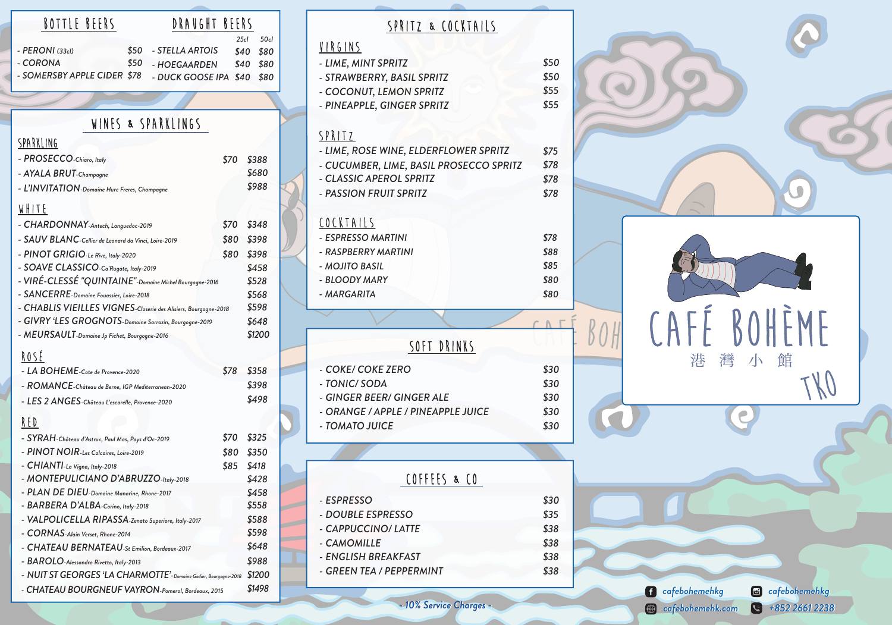## BOTTLE BEERS

| | |
|---|---|
| - PERONI (33cl) | $50 |
| - CORONA | $50 |
| - SOMERSBY APPLE CIDER | $78 |

## DRAUGHT BEERS

| | 25cl | 50cl |
|---|---|---|
| - STELLA ARTOIS | $40 | $80 |
| - HOEGAARDEN | $40 | $80 |
| - DUCK GOOSE IPA | $40 | $80 |

## WINES & SPARKLINGS

### SPARKLING

| | | |
|---|---|---|
| - PROSECCO-Chiaro, Italy | $70 | $388 |
| - AYALA BRUT-Champagne | | $680 |
| - L'INVITATION-Domaine Hure Freres, Champagne | | $988 |

### WHITE

| | | |
|---|---|---|
| - CHARDONNAY-Antech, Languedoc-2019 | $70 | $348 |
| - SAUV BLANC-Cellier de Leonard da Vinci, Loire-2019 | $80 | $398 |
| - PINOT GRIGIO-Le Rive, Italy-2020 | $80 | $398 |
| - SOAVE CLASSICO-Ca'Rugate, Italy-2019 | | $458 |
| - VIRÉ-CLESSÉ "QUINTAINE"-Domaine Michel Bourgogne-2016 | | $528 |
| - SANCERRE-Domaine Fouassier, Loire-2018 | | $568 |
| - CHABLIS VIEILLES VIGNES-Closerie des Alisiers, Bourgogne-2018 | | $598 |
| - GIVRY 'LES GROGNOTS-Domaine Sarrazin, Bourgogne-2019 | | $648 |
| - MEURSAULT-Domaine Jp Fichet, Bourgogne-2016 | | $1200 |

### ROSÉ

| | | |
|---|---|---|
| - LA BOHEME-Cote de Provence-2020 | $78 | $358 |
| - ROMANCE-Château de Berne, IGP Mediterranean-2020 | | $398 |
| - LES 2 ANGES-Château L'escarelle, Provence-2020 | | $498 |

### RED

| | | |
|---|---|---|
| - SYRAH-Château d'Astruc, Paul Mas, Pays d'Oc-2019 | $70 | $325 |
| - PINOT NOIR-Les Calcaires, Loire-2019 | $80 | $350 |
| - CHIANTI-La Vigna, Italy-2018 | $85 | $418 |
| - MONTEPULICIANO D'ABRUZZO-Italy-2018 | | $428 |
| - PLAN DE DIEU-Domaine Manarine, Rhone-2017 | | $458 |
| - BARBERA D'ALBA-Corino, Italy-2018 | | $558 |
| - VALPOLICELLA RIPASSA-Zenato Superiore, Italy-2017 | | $588 |
| - CORNAS-Alain Verset, Rhone-2014 | | $598 |
| - CHATEAU BERNATEAU-St Emilion, Bordeaux-2017 | | $648 |
| - BAROLO-Alessandro Rivetto, Italy-2013 | | $988 |
| - NUIT ST GEORGES 'LA CHARMOTTE'-Domaine Godier, Bourgogne-2018 | | $1200 |
| - CHATEAU BOURGNEUF VAYRON-Pomerol, Bordeaux, 2015 | | $1498 |

## SPRITZ & COCKTAILS

### VIRGINS

| | |
|---|---|
| - LIME, MINT SPRITZ | $50 |
| - STRAWBERRY, BASIL SPRITZ | $50 |
| - COCONUT, LEMON SPRITZ | $55 |
| - PINEAPPLE, GINGER SPRITZ | $55 |

### SPRITZ

| | |
|---|---|
| - LIME, ROSE WINE, ELDERFLOWER SPRITZ | $75 |
| - CUCUMBER, LIME, BASIL PROSECCO SPRITZ | $78 |
| - CLASSIC APEROL SPRITZ | $78 |
| - PASSION FRUIT SPRITZ | $78 |

### COCKTAILS

| | |
|---|---|
| - ESPRESSO MARTINI | $78 |
| - RASPBERRY MARTINI | $88 |
| - MOJITO BASIL | $85 |
| - BLOODY MARY | $80 |
| - MARGARITA | $80 |

## SOFT DRINKS

| | |
|---|---|
| - COKE/ COKE ZERO | $30 |
| - TONIC/ SODA | $30 |
| - GINGER BEER/ GINGER ALE | $30 |
| - ORANGE / APPLE / PINEAPPLE JUICE | $30 |
| - TOMATO JUICE | $30 |

## COFFEES & CO

| | |
|---|---|
| - ESPRESSO | $30 |
| - DOUBLE ESPRESSO | $35 |
| - CAPPUCCINO/ LATTE | $38 |
| - CAMOMILLE | $38 |
| - ENGLISH BREAKFAST | $38 |
| - GREEN TEA / PEPPERMINT | $38 |

- 10% Service Charges -

# CAFÉ BOHÈME

港 灣 小 館

TKO

cafebohemehkg

cafebohemehkg

cafebohemehk.com

+852 2661 2238